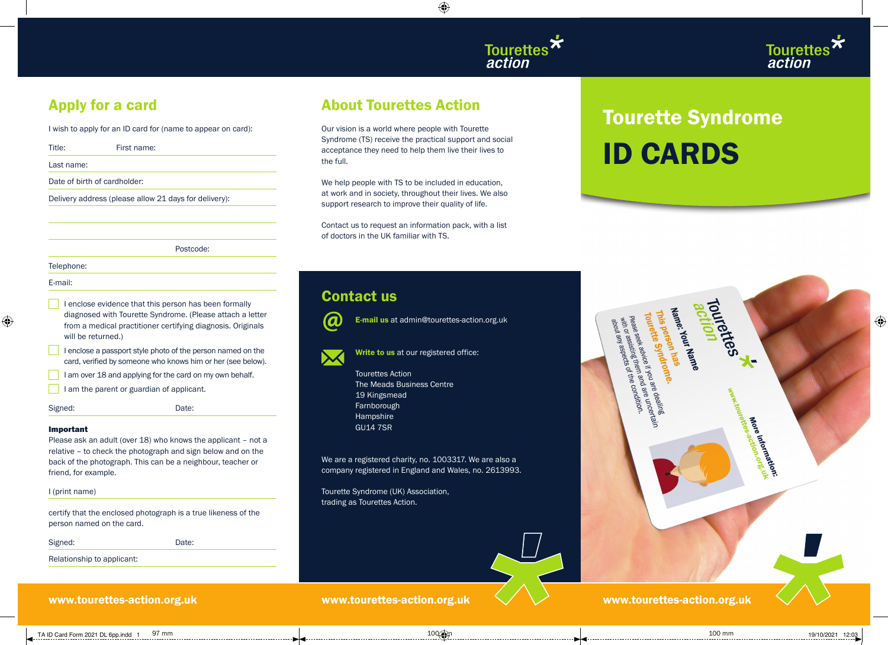## Apply for a card

I wish to apply for an ID card for (name to appear on card):

Title: First name:

Last name:

Date of birth of cardholder:

Delivery address (please allow 21 days for delivery):

Postcode:

Telephone:

E-mail:

- ☐ I enclose evidence that this person has been formally diagnosed with Tourette Syndrome. (Please attach a letter from a medical practitioner certifying diagnosis. Originals will be returned.)
- ☐ I enclose a passport style photo of the person named on the card, verified by someone who knows him or her (see below).
- ☐ I am over 18 and applying for the card on my own behalf.
- ☐ I am the parent or guardian of applicant.

Signed: Date:

**Important**

Please ask an adult (over 18) who knows the applicant – not a relative – to check the photograph and sign below and on the back of the photograph. This can be a neighbour, teacher or friend, for example.

I (print name)

certify that the enclosed photograph is a true likeness of the person named on the card.

Signed: Date:

Relationship to applicant:

**www.tourettes-action.org.uk**

## About Tourettes Action

Our vision is a world where people with Tourette Syndrome (TS) receive the practical support and social acceptance they need to help them live their lives to the full.

We help people with TS to be included in education, at work and in society, throughout their lives. We also support research to improve their quality of life.

Contact us to request an information pack, with a list of doctors in the UK familiar with TS.

## Contact us

**E-mail us** at admin@tourettes-action.org.uk

**Write to us** at our registered office:

Tourettes Action
The Meads Business Centre
19 Kingsmead
Farnborough
Hampshire
GU14 7SR

We are a registered charity, no. 1003317. We are also a company registered in England and Wales, no. 2613993.

Tourette Syndrome (UK) Association, trading as Tourettes Action.

**www.tourettes-action.org.uk**

Tourettes action

# Tourette Syndrome ID CARDS

Tourettes action

Name: Your Name

This person has Tourette Syndrome.

Please seek advice if you are dealing with or assisting them and are uncertain about any aspects of the condition.

More information: www.tourettes-action.org.uk

**www.tourettes-action.org.uk**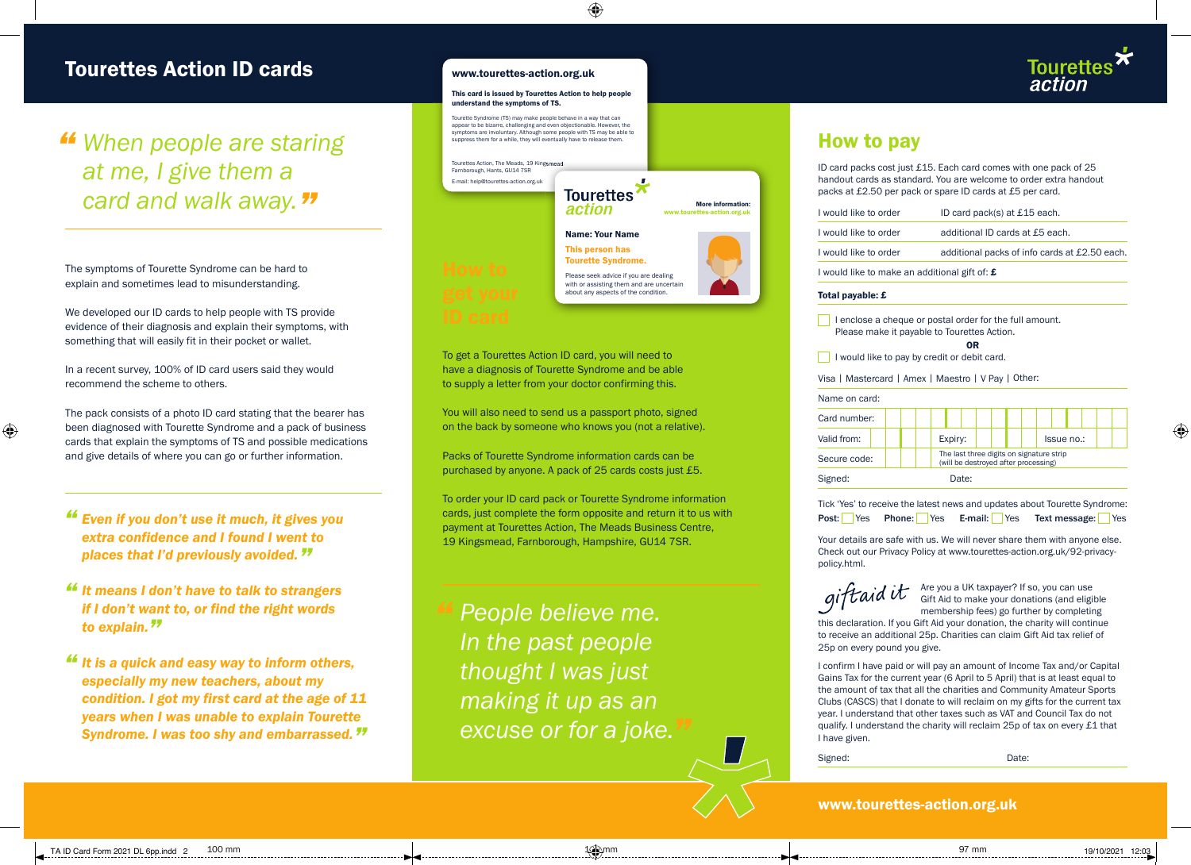# Tourettes Action ID cards

*"When people are staring at me, I give them a card and walk away."*

The symptoms of Tourette Syndrome can be hard to explain and sometimes lead to misunderstanding.

We developed our ID cards to help people with TS provide evidence of their diagnosis and explain their symptoms, with something that will easily fit in their pocket or wallet.

In a recent survey, 100% of ID card users said they would recommend the scheme to others.

The pack consists of a photo ID card stating that the bearer has been diagnosed with Tourette Syndrome and a pack of business cards that explain the symptoms of TS and possible medications and give details of where you can go or further information.

***"Even if you don't use it much, it gives you extra confidence and I found I went to places that I'd previously avoided."***

***"It means I don't have to talk to strangers if I don't want to, or find the right words to explain."***

***"It is a quick and easy way to inform others, especially my new teachers, about my condition. I got my first card at the age of 11 years when I was unable to explain Tourette Syndrome. I was too shy and embarrassed."***

**www.tourettes-action.org.uk**

**This card is issued by Tourettes Action to help people understand the symptoms of TS.**

Tourette Syndrome (TS) may make people behave in a way that can appear to be bizarre, challenging and even objectionable. However, the symptoms are involuntary. Although some people with TS may be able to suppress them for a while, they will eventually have to release them.

Tourettes Action, The Meads, 19 Kingsmead Farnborough, Hants, GU14 7SR

E-mail: help@tourettes-action.org.uk

Tourettes action

**More information:** www.tourettes-action.org.uk

**Name: Your Name**

**This person has Tourette Syndrome.**

Please seek advice if you are dealing with or assisting them and are uncertain about any aspects of the condition.

## How to get your ID card

To get a Tourettes Action ID card, you will need to have a diagnosis of Tourette Syndrome and be able to supply a letter from your doctor confirming this.

You will also need to send us a passport photo, signed on the back by someone who knows you (not a relative).

Packs of Tourette Syndrome information cards can be purchased by anyone. A pack of 25 cards costs just £5.

To order your ID card pack or Tourette Syndrome information cards, just complete the form opposite and return it to us with payment at Tourettes Action, The Meads Business Centre, 19 Kingsmead, Farnborough, Hampshire, GU14 7SR.

*"People believe me. In the past people thought I was just making it up as an excuse or for a joke."*

## How to pay

ID card packs cost just £15. Each card comes with one pack of 25 handout cards as standard. You are welcome to order extra handout packs at £2.50 per pack or spare ID cards at £5 per card.

| | |
|---|---|
| I would like to order | ID card pack(s) at £15 each. |
| I would like to order | additional ID cards at £5 each. |
| I would like to order | additional packs of info cards at £2.50 each. |
| I would like to make an additional gift of: **£** | |

**Total payable: £**

☐ I enclose a cheque or postal order for the full amount. Please make it payable to Tourettes Action.

**OR**

☐ I would like to pay by credit or debit card.

Visa | Mastercard | Amex | Maestro | V Pay | Other:

Name on card:

Card number:

Valid from: Expiry: Issue no.:

Secure code: The last three digits on signature strip (will be destroyed after processing)

Signed: Date:

Tick 'Yes' to receive the latest news and updates about Tourette Syndrome:
**Post:** ☐ Yes **Phone:** ☐ Yes **E-mail:** ☐ Yes **Text message:** ☐ Yes

Your details are safe with us. We will never share them with anyone else. Check out our Privacy Policy at www.tourettes-action.org.uk/92-privacy-policy.html.

giftaid it

Are you a UK taxpayer? If so, you can use Gift Aid to make your donations (and eligible membership fees) go further by completing this declaration. If you Gift Aid your donation, the charity will continue to receive an additional 25p. Charities can claim Gift Aid tax relief of 25p on every pound you give.

I confirm I have paid or will pay an amount of Income Tax and/or Capital Gains Tax for the current year (6 April to 5 April) that is at least equal to the amount of tax that all the charities and Community Amateur Sports Clubs (CASCS) that I donate to will reclaim on my gifts for the current tax year. I understand that other taxes such as VAT and Council Tax do not qualify. I understand the charity will reclaim 25p of tax on every £1 that I have given.

Signed: Date:

**www.tourettes-action.org.uk**